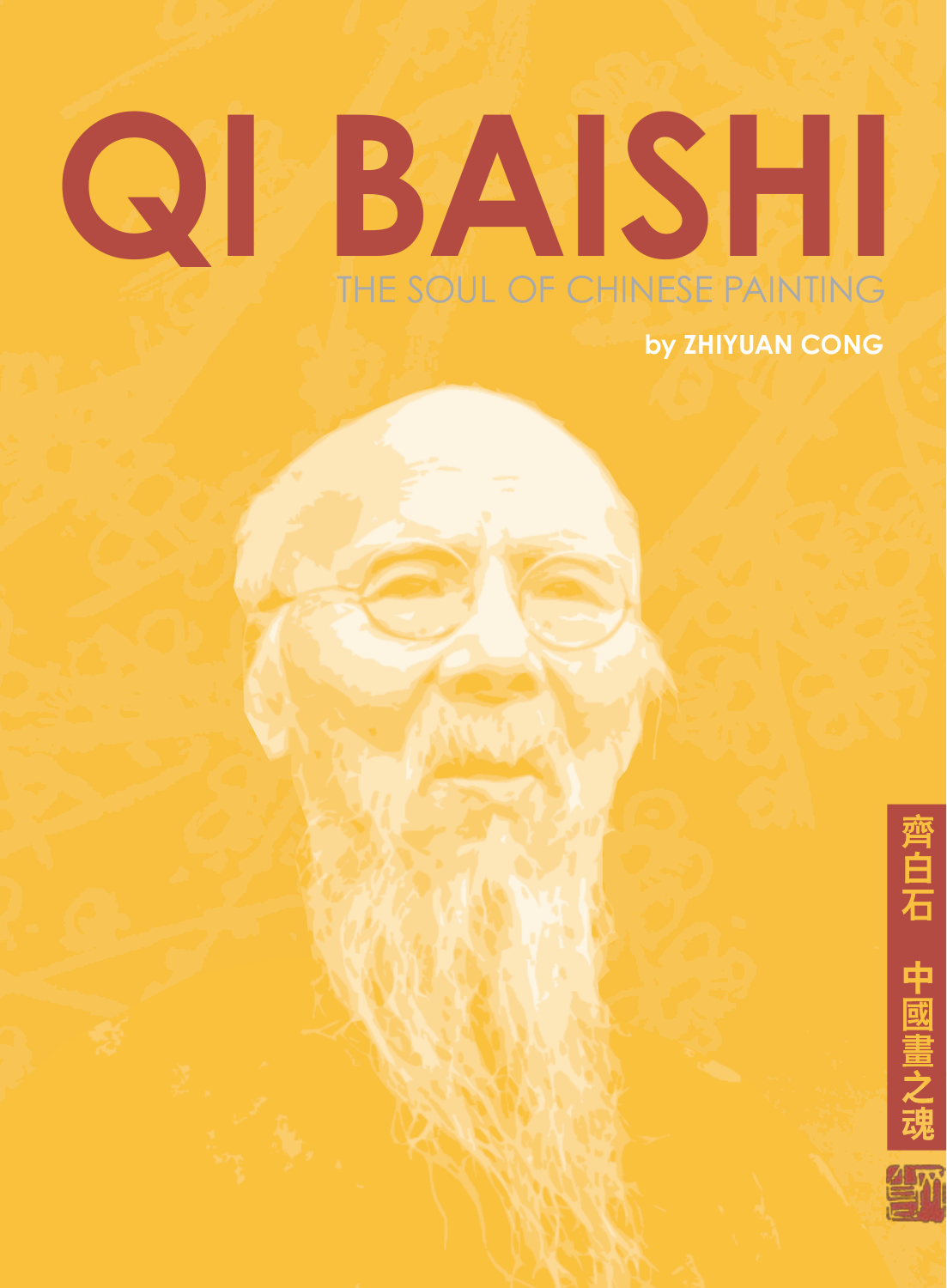# QI BAISHI

## THE SOUL OF CHINESE PAINTING

**by ZHIYUAN CONG**

齊白石 中國畫之魂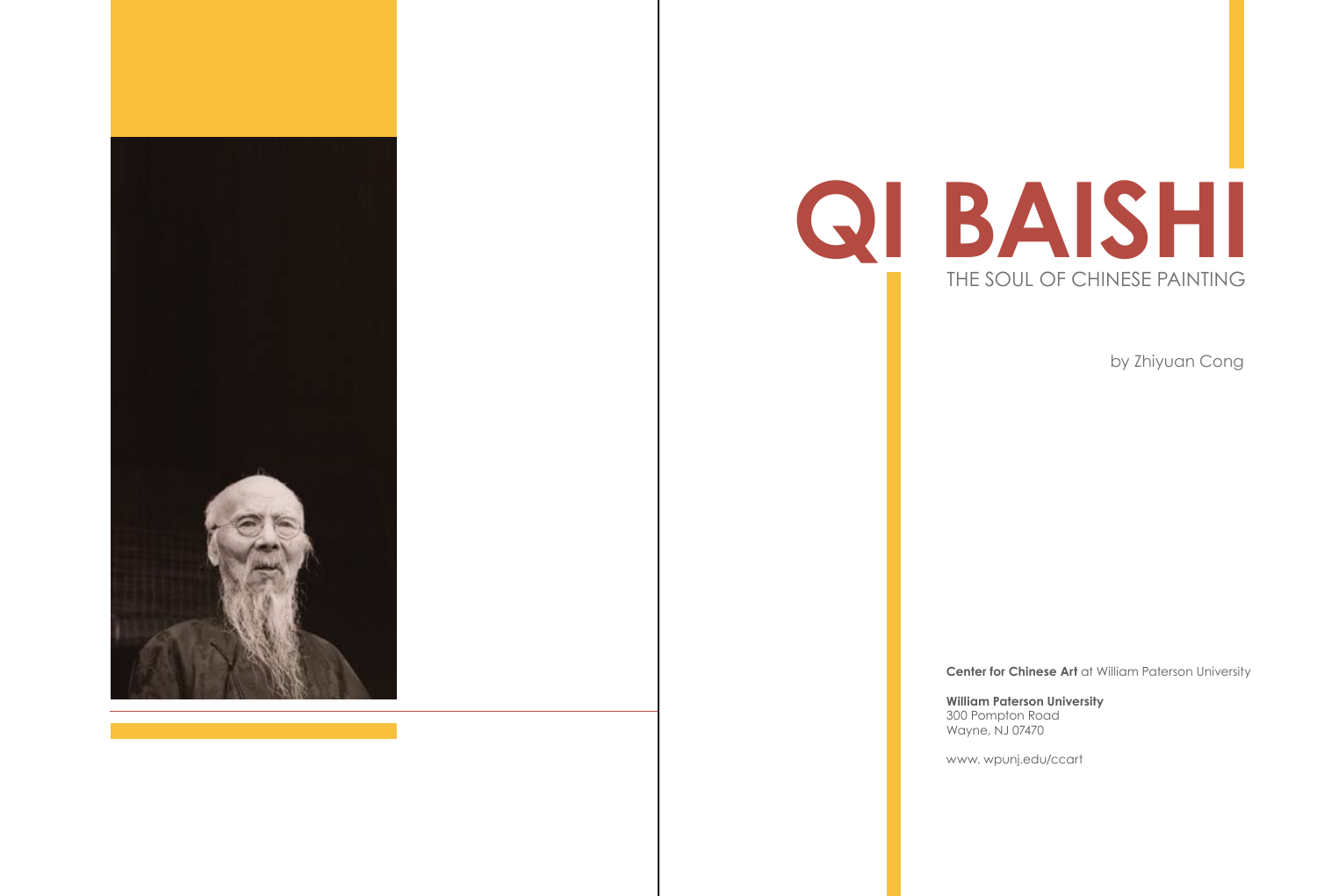# QI BAISHI

## THE SOUL OF CHINESE PAINTING

by Zhiyuan Cong

**Center for Chinese Art** at William Paterson University

**William Paterson University**
300 Pompton Road
Wayne, NJ 07470

www. wpunj.edu/ccart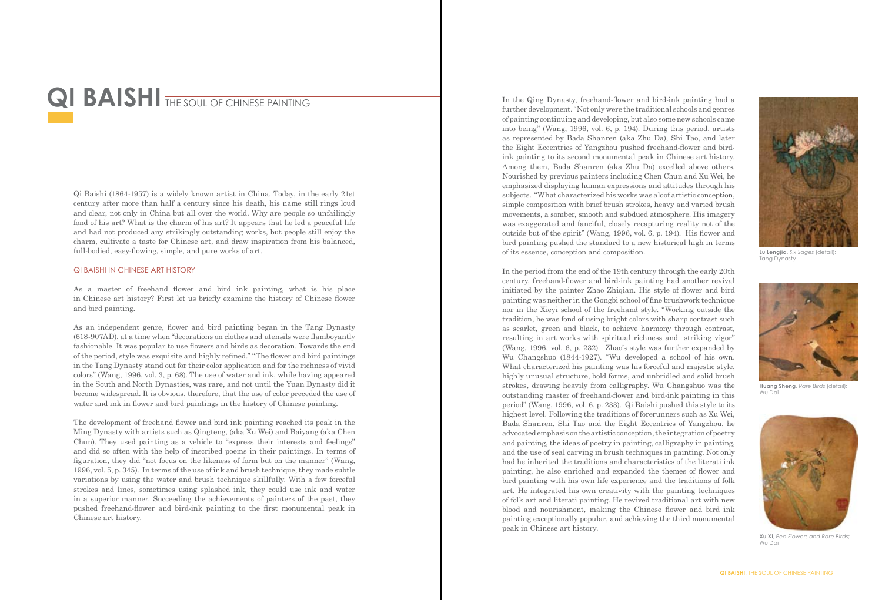# QI BAISHI THE SOUL OF CHINESE PAINTING

Qi Baishi (1864-1957) is a widely known artist in China. Today, in the early 21st century after more than half a century since his death, his name still rings loud and clear, not only in China but all over the world. Why are people so unfailingly fond of his art? What is the charm of his art? It appears that he led a peaceful life and had not produced any strikingly outstanding works, but people still enjoy the charm, cultivate a taste for Chinese art, and draw inspiration from his balanced, full-bodied, easy-flowing, simple, and pure works of art.

## QI BAISHI IN CHINESE ART HISTORY

As a master of freehand flower and bird ink painting, what is his place in Chinese art history? First let us briefly examine the history of Chinese flower and bird painting.

As an independent genre, flower and bird painting began in the Tang Dynasty (618-907AD), at a time when "decorations on clothes and utensils were flamboyantly fashionable. It was popular to use flowers and birds as decoration. Towards the end of the period, style was exquisite and highly refined." "The flower and bird paintings in the Tang Dynasty stand out for their color application and for the richness of vivid colors" (Wang, 1996, vol. 3, p. 68). The use of water and ink, while having appeared in the South and North Dynasties, was rare, and not until the Yuan Dynasty did it become widespread. It is obvious, therefore, that the use of color preceded the use of water and ink in flower and bird paintings in the history of Chinese painting.

The development of freehand flower and bird ink painting reached its peak in the Ming Dynasty with artists such as Qingteng, (aka Xu Wei) and Baiyang (aka Chen Chun). They used painting as a vehicle to "express their interests and feelings" and did so often with the help of inscribed poems in their paintings. In terms of figuration, they did "not focus on the likeness of form but on the manner" (Wang, 1996, vol. 5, p. 345). In terms of the use of ink and brush technique, they made subtle variations by using the water and brush technique skillfully. With a few forceful strokes and lines, sometimes using splashed ink, they could use ink and water in a superior manner. Succeeding the achievements of painters of the past, they pushed freehand-flower and bird-ink painting to the first monumental peak in Chinese art history.

In the Qing Dynasty, freehand-flower and bird-ink painting had a further development. "Not only were the traditional schools and genres of painting continuing and developing, but also some new schools came into being" (Wang, 1996, vol. 6, p. 194). During this period, artists as represented by Bada Shanren (aka Zhu Da), Shi Tao, and later the Eight Eccentrics of Yangzhou pushed freehand-flower and bird-ink painting to its second monumental peak in Chinese art history. Among them, Bada Shanren (aka Zhu Da) excelled above others. Nourished by previous painters including Chen Chun and Xu Wei, he emphasized displaying human expressions and attitudes through his subjects. "What characterized his works was aloof artistic conception, simple composition with brief brush strokes, heavy and varied brush movements, a somber, smooth and subdued atmosphere. His imagery was exaggerated and fanciful, closely recapturing reality not of the outside but of the spirit" (Wang, 1996, vol. 6, p. 194). His flower and bird painting pushed the standard to a new historical high in terms of its essence, conception and composition.

In the period from the end of the 19th century through the early 20th century, freehand-flower and bird-ink painting had another revival initiated by the painter Zhao Zhiqian. His style of flower and bird painting was neither in the Gongbi school of fine brushwork technique nor in the Xieyi school of the freehand style. "Working outside the tradition, he was fond of using bright colors with sharp contrast such as scarlet, green and black, to achieve harmony through contrast, resulting in art works with spiritual richness and striking vigor" (Wang, 1996, vol. 6, p. 232). Zhao's style was further expanded by Wu Changshuo (1844-1927). "Wu developed a school of his own. What characterized his painting was his forceful and majestic style, highly unusual structure, bold forms, and unbridled and solid brush strokes, drawing heavily from calligraphy. Wu Changshuo was the outstanding master of freehand-flower and bird-ink painting in this period" (Wang, 1996, vol. 6, p. 233). Qi Baishi pushed this style to its highest level. Following the traditions of forerunners such as Xu Wei, Bada Shanren, Shi Tao and the Eight Eccentrics of Yangzhou, he advocated emphasis on the artistic conception, the integration of poetry and painting, the ideas of poetry in painting, calligraphy in painting, and the use of seal carving in brush techniques in painting. Not only had he inherited the traditions and characteristics of the literati ink painting, he also enriched and expanded the themes of flower and bird painting with his own life experience and the traditions of folk art. He integrated his own creativity with the painting techniques of folk art and literati painting. He revived traditional art with new blood and nourishment, making the Chinese flower and bird ink painting exceptionally popular, and achieving the third monumental peak in Chinese art history.

**Lu Lengjia**, *Six Sages* (detail); Tang Dynasty

**Huang Sheng**, *Rare Birds* (detail); Wu Dai

**Xu Xi**, *Pea Flowers and Rare Birds*; Wu Dai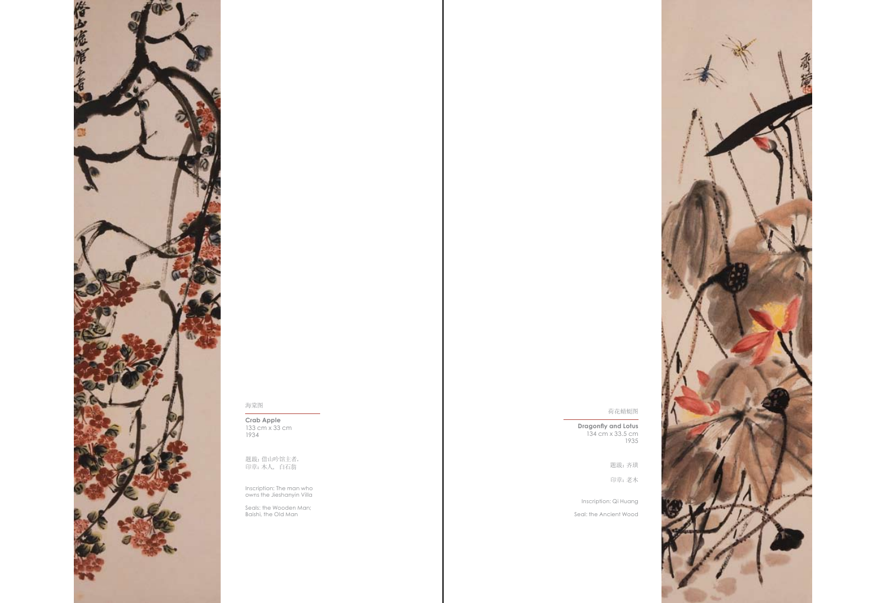海棠图

**Crab Apple**
133 cm x 33 cm
1934

题跋：借山吟馆主者。
印章：木人、白石翁

Inscription: The man who owns the Jieshanyin Villa

Seals: the Wooden Man; Baishi, the Old Man

荷花蜻蜓图

**Dragonfly and Lotus**
134 cm x 33.5 cm
1935

题跋：齐璜

印章：老木

Inscription: Qi Huang

Seal: the Ancient Wood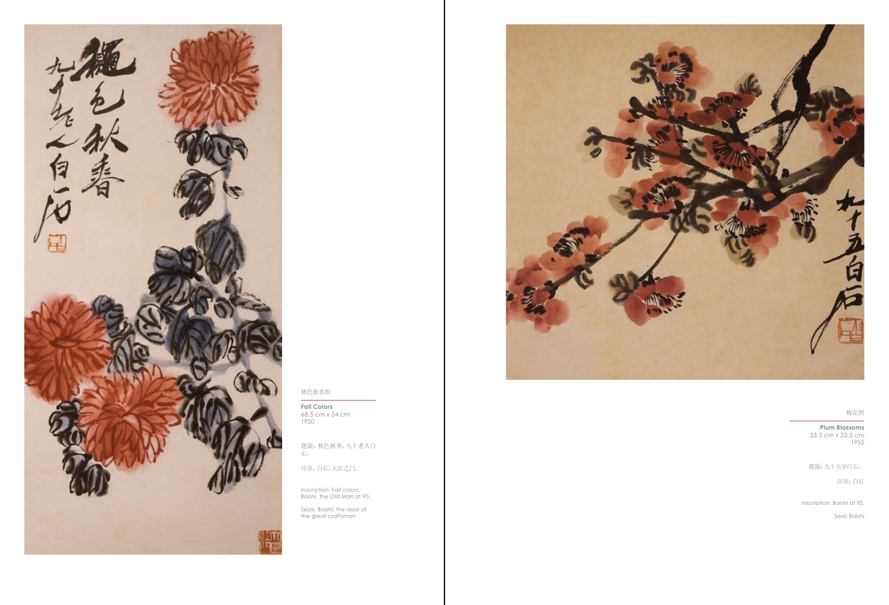秋色秋香图

**Fall Colors**
68.5 cm x 34 cm
1950

题跋：秋色秋香，九十老人白石。

印章：白石，大匠之门。

Inscription: Fall colors. Baishi, the Old Man at 90.

Seals: Baishi; the door of the great craftsman

梅花图

**Plum Blossoms**
33.5 cm x 33.5 cm
1955

题跋：九十五岁白石。

印章：白石

Inscription: Baishi at 95.

Seal: Baishi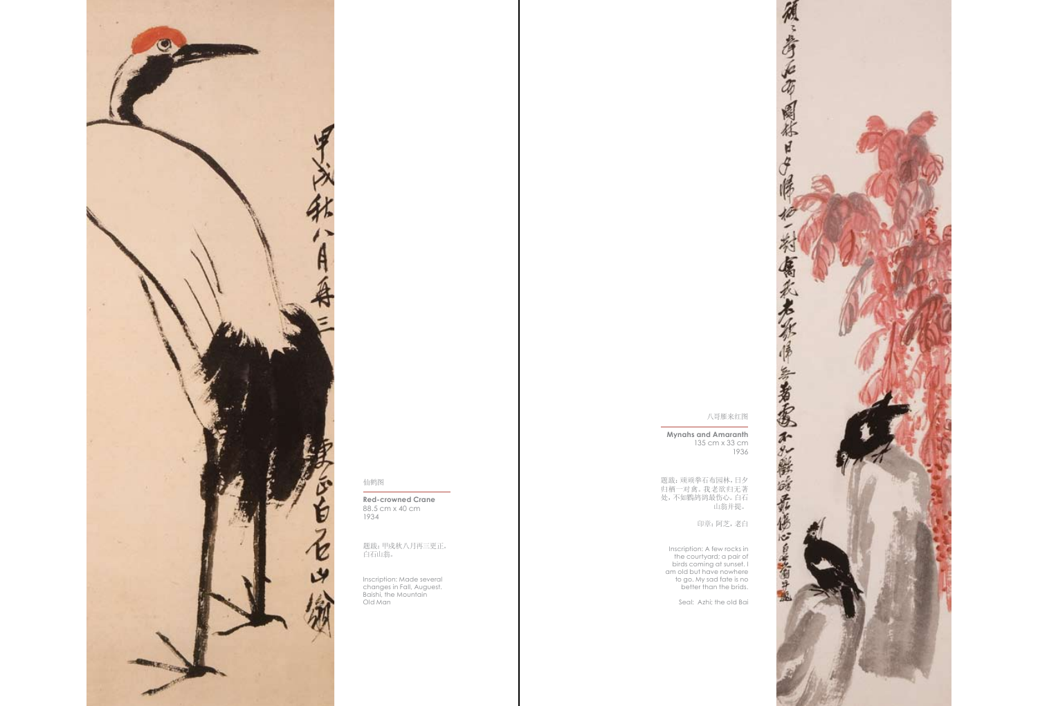仙鹤图

**Red-crowned Crane**
88.5 cm x 40 cm
1934

题跋：甲戌秋八月再三更正，白石山翁。

Inscription: Made several changes in Fall, Auguest. Baishi, the Mountain Old Man

八哥雁来红图

**Mynahs and Amaranth**
135 cm x 33 cm
1936

题跋：顽顽拳石布园林，日夕归栖一对禽。我老欲归无著处，不如鹳鹆最伤心。白石山翁并提。

印章：阿芝，老白

Inscription: A few rocks in the courtyard; a pair of birds coming at sunset. I am old but have nowhere to go. My sad fate is no better than the brids.

Seal: Azhi; the old Bai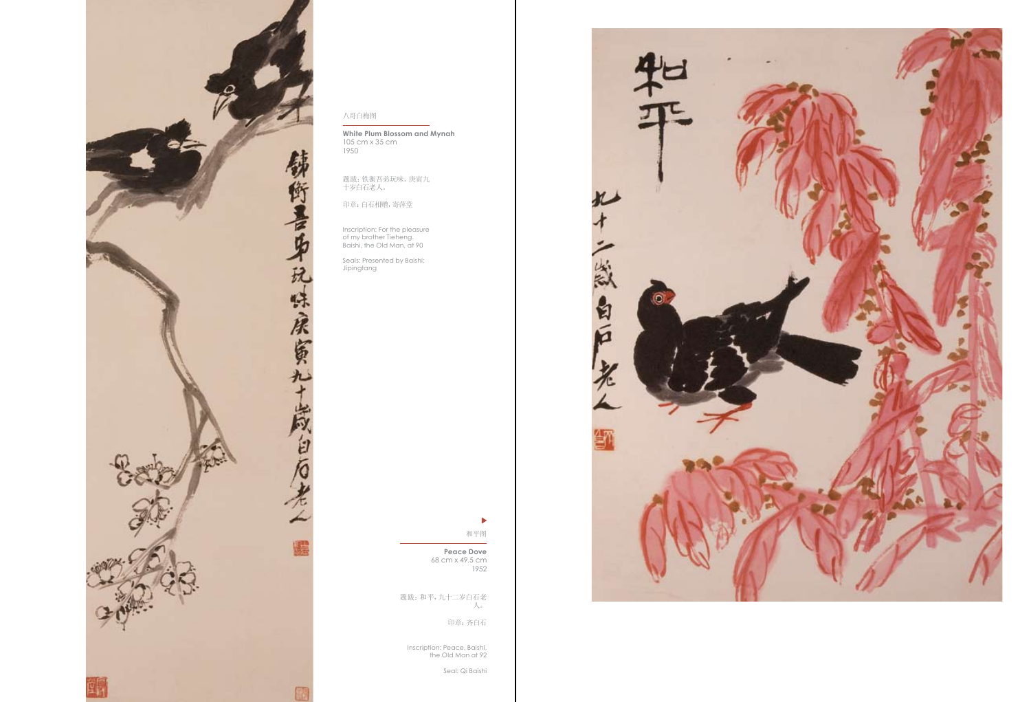八哥白梅图

**White Plum Blossom and Mynah**
105 cm x 35 cm
1950

题跋：铁衡吾弟玩味。庚寅九十岁白石老人。

印章：白石相赠，寄萍堂

Inscription: For the pleasure of my brother Tieheng. Baishi, the Old Man, at 90

Seals: Presented by Baishi; Jipingtang

和平图

**Peace Dove**
68 cm x 49.5 cm
1952

题跋：和平，九十二岁白石老人。

印章：齐白石

Inscription: Peace, Baishi, the Old Man at 92

Seal: Qi Baishi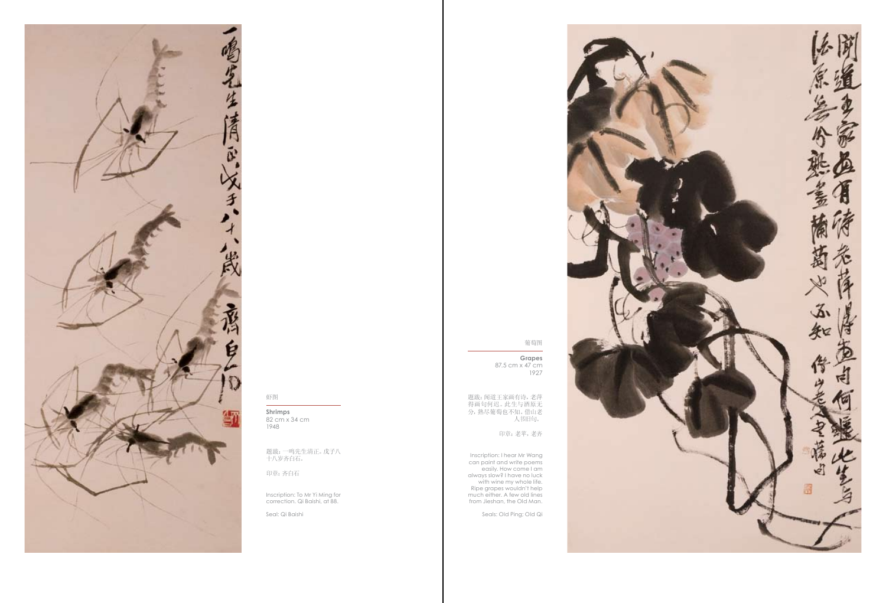虾图

**Shrimps**
82 cm x 34 cm
1948

题跋：一鸣先生清正。戊子八十八岁齐白石。

印章：齐白石

Inscription: To Mr Yi Ming for correction. Qi Baishi, at 88.

Seal: Qi Baishi

葡萄图

**Grapes**
87.5 cm x 47 cm
1927

题跋：闻道王家画有诗，老萍得画句何迟。此生与酒原无分，熟尽葡萄也不知。借山老人书旧句。

印章：老苹，老齐

Inscription: I hear Mr Wang can paint and write poems easily. How come I am always slow? I have no luck with wine my whole life. Ripe grapes wouldn't help much either. A few old lines from Jieshan, the Old Man.

Seals: Old Ping; Old Qi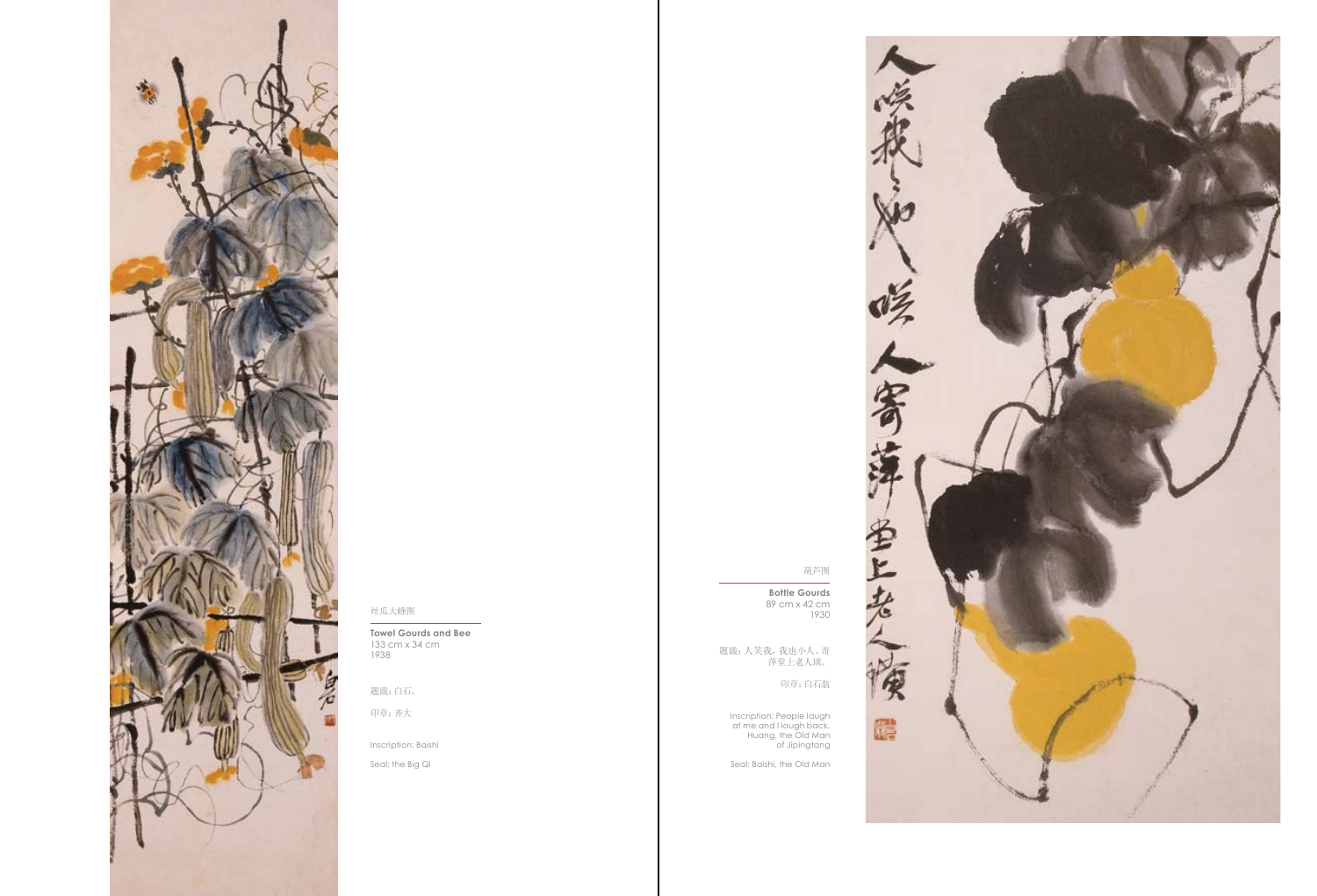丝瓜大蜂图

**Towel Gourds and Bee**
133 cm x 34 cm
1938

题跋：白石。

印章：齐大

Inscription: Baishi

Seal: the Big Qi

葫芦图

**Bottle Gourds**
89 cm x 42 cm
1930

题跋：人笑我，我也小人。寄萍堂上老人璜。

印章：白石翁

Inscription: People laugh at me and I laugh back. Huang, the Old Man of Jipingtang

Seal: Baishi, the Old Man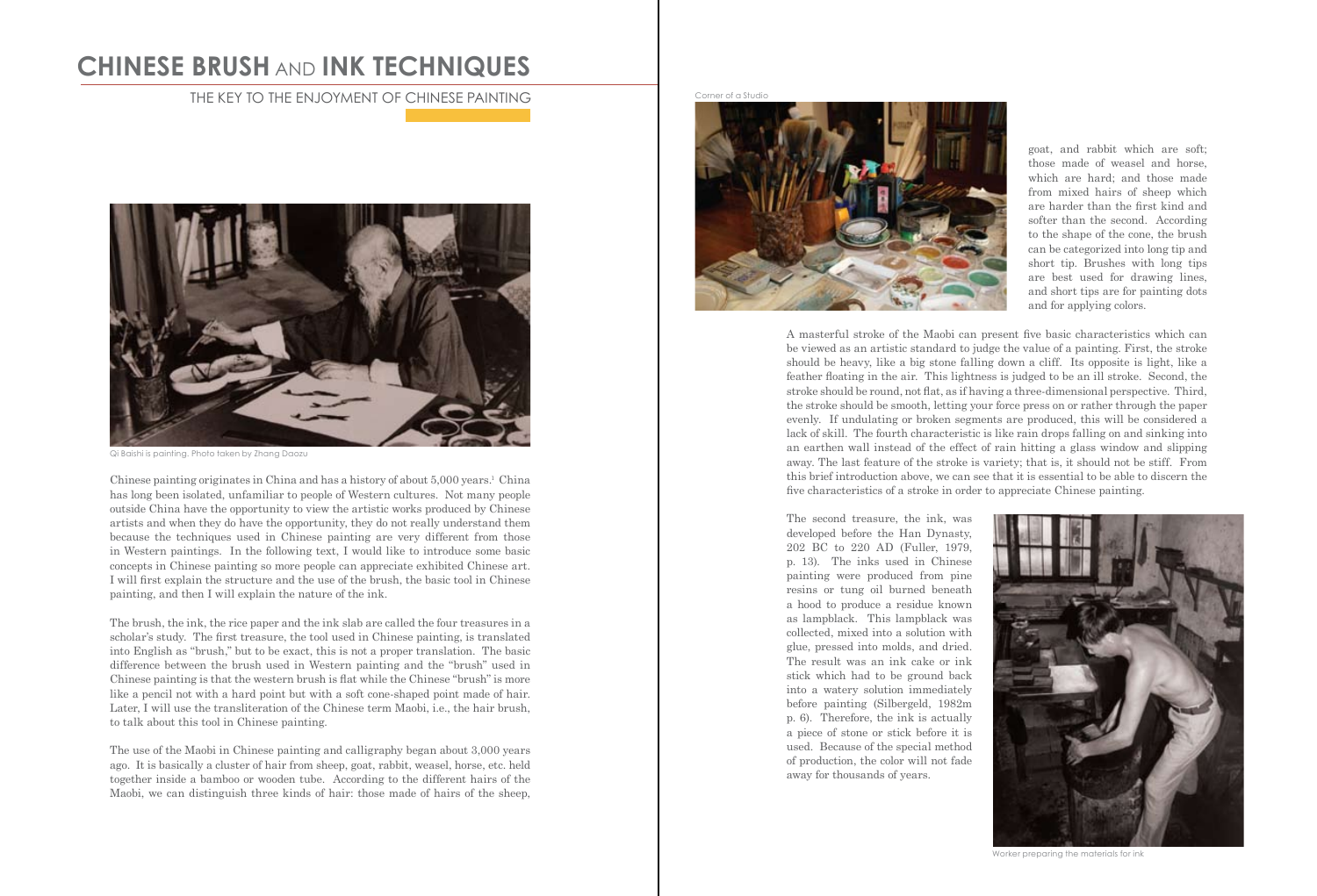# CHINESE BRUSH AND INK TECHNIQUES

## THE KEY TO THE ENJOYMENT OF CHINESE PAINTING

Qi Baishi is painting. Photo taken by Zhang Daozu

Chinese painting originates in China and has a history of about 5,000 years.[1] China has long been isolated, unfamiliar to people of Western cultures. Not many people outside China have the opportunity to view the artistic works produced by Chinese artists and when they do have the opportunity, they do not really understand them because the techniques used in Chinese painting are very different from those in Western paintings. In the following text, I would like to introduce some basic concepts in Chinese painting so more people can appreciate exhibited Chinese art. I will first explain the structure and the use of the brush, the basic tool in Chinese painting, and then I will explain the nature of the ink.

The brush, the ink, the rice paper and the ink slab are called the four treasures in a scholar's study. The first treasure, the tool used in Chinese painting, is translated into English as "brush," but to be exact, this is not a proper translation. The basic difference between the brush used in Western painting and the "brush" used in Chinese painting is that the western brush is flat while the Chinese "brush" is more like a pencil not with a hard point but with a soft cone-shaped point made of hair. Later, I will use the transliteration of the Chinese term Maobi, i.e., the hair brush, to talk about this tool in Chinese painting.

The use of the Maobi in Chinese painting and calligraphy began about 3,000 years ago. It is basically a cluster of hair from sheep, goat, rabbit, weasel, horse, etc. held together inside a bamboo or wooden tube. According to the different hairs of the Maobi, we can distinguish three kinds of hair: those made of hairs of the sheep, goat, and rabbit which are soft; those made of weasel and horse, which are hard; and those made from mixed hairs of sheep which are harder than the first kind and softer than the second. According to the shape of the cone, the brush can be categorized into long tip and short tip. Brushes with long tips are best used for drawing lines, and short tips are for painting dots and for applying colors.

Corner of a Studio

A masterful stroke of the Maobi can present five basic characteristics which can be viewed as an artistic standard to judge the value of a painting. First, the stroke should be heavy, like a big stone falling down a cliff. Its opposite is light, like a feather floating in the air. This lightness is judged to be an ill stroke. Second, the stroke should be round, not flat, as if having a three-dimensional perspective. Third, the stroke should be smooth, letting your force press on or rather through the paper evenly. If undulating or broken segments are produced, this will be considered a lack of skill. The fourth characteristic is like rain drops falling on and sinking into an earthen wall instead of the effect of rain hitting a glass window and slipping away. The last feature of the stroke is variety; that is, it should not be stiff. From this brief introduction above, we can see that it is essential to be able to discern the five characteristics of a stroke in order to appreciate Chinese painting.

The second treasure, the ink, was developed before the Han Dynasty, 202 BC to 220 AD (Fuller, 1979, p. 13). The inks used in Chinese painting were produced from pine resins or tung oil burned beneath a hood to produce a residue known as lampblack. This lampblack was collected, mixed into a solution with glue, pressed into molds, and dried. The result was an ink cake or ink stick which had to be ground back into a watery solution immediately before painting (Silbergeld, 1982m p. 6). Therefore, the ink is actually a piece of stone or stick before it is used. Because of the special method of production, the color will not fade away for thousands of years.

Worker preparing the materials for ink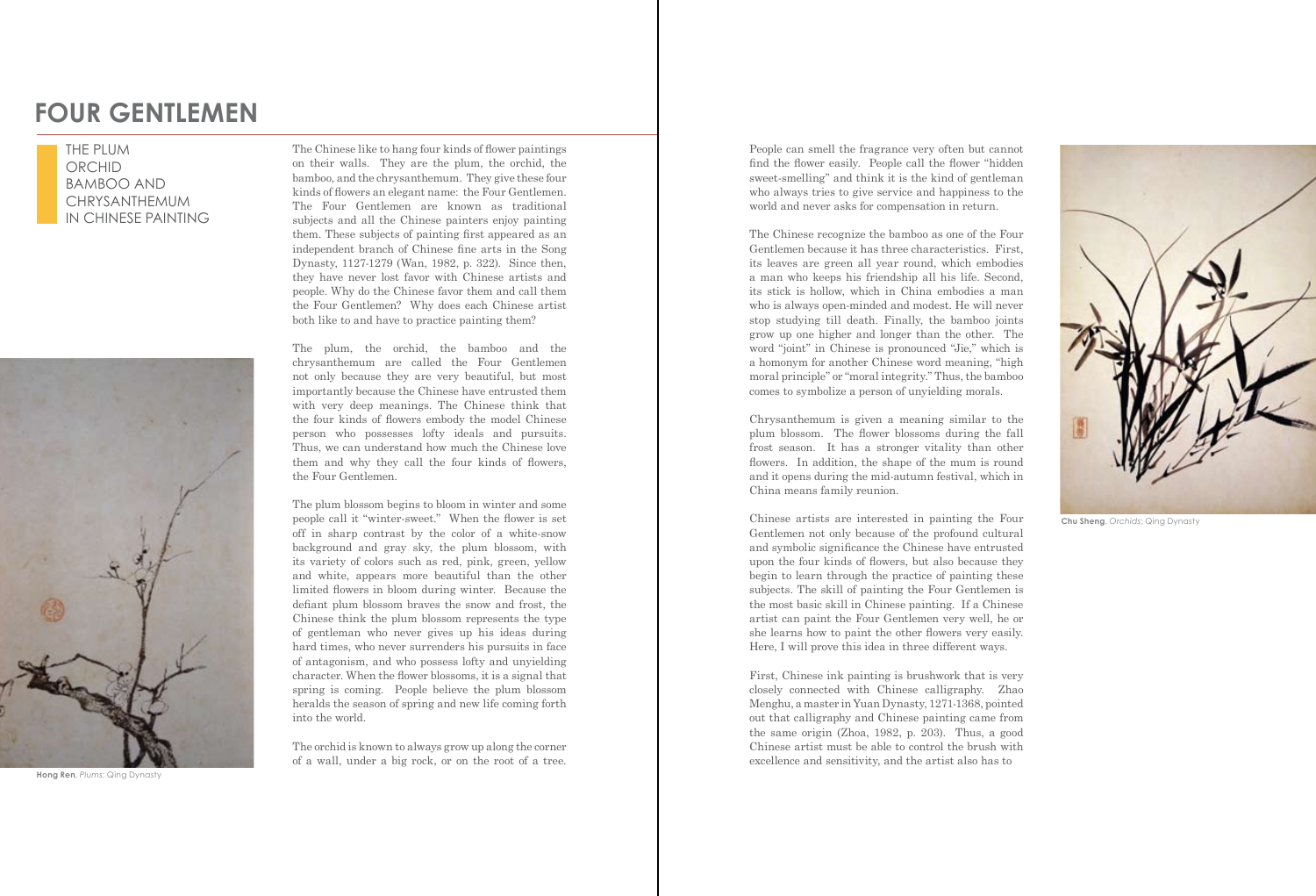# FOUR GENTLEMEN

THE PLUM
ORCHID
BAMBOO AND
CHRYSANTHEMUM
IN CHINESE PAINTING

The Chinese like to hang four kinds of flower paintings on their walls. They are the plum, the orchid, the bamboo, and the chrysanthemum. They give these four kinds of flowers an elegant name: the Four Gentlemen. The Four Gentlemen are known as traditional subjects and all the Chinese painters enjoy painting them. These subjects of painting first appeared as an independent branch of Chinese fine arts in the Song Dynasty, 1127-1279 (Wan, 1982, p. 322). Since then, they have never lost favor with Chinese artists and people. Why do the Chinese favor them and call them the Four Gentlemen? Why does each Chinese artist both like to and have to practice painting them?

The plum, the orchid, the bamboo and the chrysanthemum are called the Four Gentlemen not only because they are very beautiful, but most importantly because the Chinese have entrusted them with very deep meanings. The Chinese think that the four kinds of flowers embody the model Chinese person who possesses lofty ideals and pursuits. Thus, we can understand how much the Chinese love them and why they call the four kinds of flowers, the Four Gentlemen.

The plum blossom begins to bloom in winter and some people call it "winter-sweet." When the flower is set off in sharp contrast by the color of a white-snow background and gray sky, the plum blossom, with its variety of colors such as red, pink, green, yellow and white, appears more beautiful than the other limited flowers in bloom during winter. Because the defiant plum blossom braves the snow and frost, the Chinese think the plum blossom represents the type of gentleman who never gives up his ideas during hard times, who never surrenders his pursuits in face of antagonism, and who possess lofty and unyielding character. When the flower blossoms, it is a signal that spring is coming. People believe the plum blossom heralds the season of spring and new life coming forth into the world.

**Hong Ren**, *Plums*; Qing Dynasty

The orchid is known to always grow up along the corner of a wall, under a big rock, or on the root of a tree. People can smell the fragrance very often but cannot find the flower easily. People call the flower "hidden sweet-smelling" and think it is the kind of gentleman who always tries to give service and happiness to the world and never asks for compensation in return.

The Chinese recognize the bamboo as one of the Four Gentlemen because it has three characteristics. First, its leaves are green all year round, which embodies a man who keeps his friendship all his life. Second, its stick is hollow, which in China embodies a man who is always open-minded and modest. He will never stop studying till death. Finally, the bamboo joints grow up one higher and longer than the other. The word "joint" in Chinese is pronounced "Jie," which is a homonym for another Chinese word meaning, "high moral principle" or "moral integrity." Thus, the bamboo comes to symbolize a person of unyielding morals.

Chrysanthemum is given a meaning similar to the plum blossom. The flower blossoms during the fall frost season. It has a stronger vitality than other flowers. In addition, the shape of the mum is round and it opens during the mid-autumn festival, which in China means family reunion.

Chinese artists are interested in painting the Four Gentlemen not only because of the profound cultural and symbolic significance the Chinese have entrusted upon the four kinds of flowers, but also because they begin to learn through the practice of painting these subjects. The skill of painting the Four Gentlemen is the most basic skill in Chinese painting. If a Chinese artist can paint the Four Gentlemen very well, he or she learns how to paint the other flowers very easily. Here, I will prove this idea in three different ways.

First, Chinese ink painting is brushwork that is very closely connected with Chinese calligraphy. Zhao Menghu, a master in Yuan Dynasty, 1271-1368, pointed out that calligraphy and Chinese painting came from the same origin (Zhoa, 1982, p. 203). Thus, a good Chinese artist must be able to control the brush with excellence and sensitivity, and the artist also has to

**Chu Sheng**, *Orchids*; Qing Dynasty